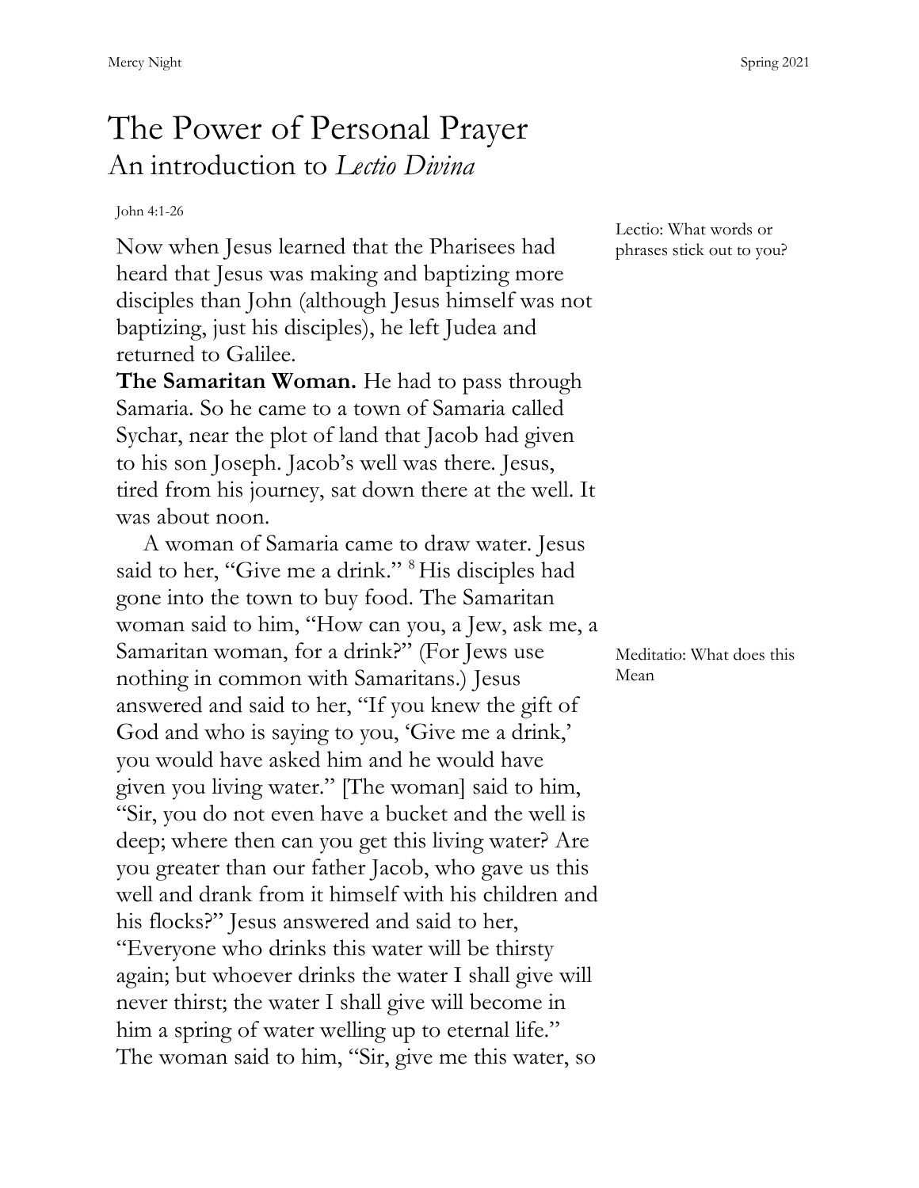# The Power of Personal Prayer

## An introduction to *Lectio Divina*

John 4:1-26

Lectio: What words or phrases stick out to you?

Now when Jesus learned that the Pharisees had heard that Jesus was making and baptizing more disciples than John (although Jesus himself was not baptizing, just his disciples), he left Judea and returned to Galilee.

**The Samaritan Woman.** He had to pass through Samaria. So he came to a town of Samaria called Sychar, near the plot of land that Jacob had given to his son Joseph. Jacob's well was there. Jesus, tired from his journey, sat down there at the well. It was about noon.

A woman of Samaria came to draw water. Jesus said to her, "Give me a drink." [8] His disciples had gone into the town to buy food. The Samaritan woman said to him, "How can you, a Jew, ask me, a Samaritan woman, for a drink?" (For Jews use nothing in common with Samaritans.) Jesus answered and said to her, "If you knew the gift of God and who is saying to you, 'Give me a drink,' you would have asked him and he would have given you living water." [The woman] said to him, "Sir, you do not even have a bucket and the well is deep; where then can you get this living water? Are you greater than our father Jacob, who gave us this well and drank from it himself with his children and his flocks?" Jesus answered and said to her, "Everyone who drinks this water will be thirsty again; but whoever drinks the water I shall give will never thirst; the water I shall give will become in him a spring of water welling up to eternal life." The woman said to him, "Sir, give me this water, so

Meditatio: What does this Mean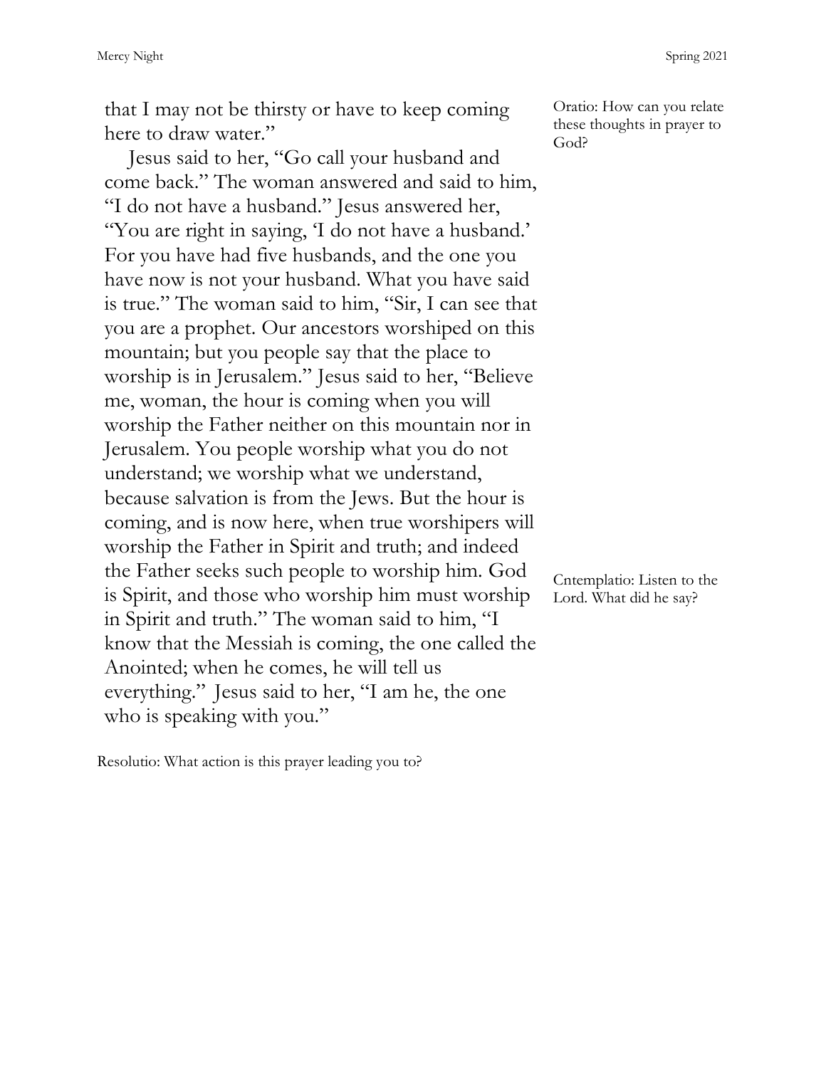that I may not be thirsty or have to keep coming here to draw water."

Jesus said to her, "Go call your husband and come back." The woman answered and said to him, "I do not have a husband." Jesus answered her, "You are right in saying, 'I do not have a husband.' For you have had five husbands, and the one you have now is not your husband. What you have said is true." The woman said to him, "Sir, I can see that you are a prophet. Our ancestors worshiped on this mountain; but you people say that the place to worship is in Jerusalem." Jesus said to her, "Believe me, woman, the hour is coming when you will worship the Father neither on this mountain nor in Jerusalem. You people worship what you do not understand; we worship what we understand, because salvation is from the Jews. But the hour is coming, and is now here, when true worshipers will worship the Father in Spirit and truth; and indeed the Father seeks such people to worship him. God is Spirit, and those who worship him must worship in Spirit and truth." The woman said to him, "I know that the Messiah is coming, the one called the Anointed; when he comes, he will tell us everything." Jesus said to her, "I am he, the one who is speaking with you."

Oratio: How can you relate these thoughts in prayer to God?

Cntemplatio: Listen to the Lord. What did he say?

Resolutio: What action is this prayer leading you to?